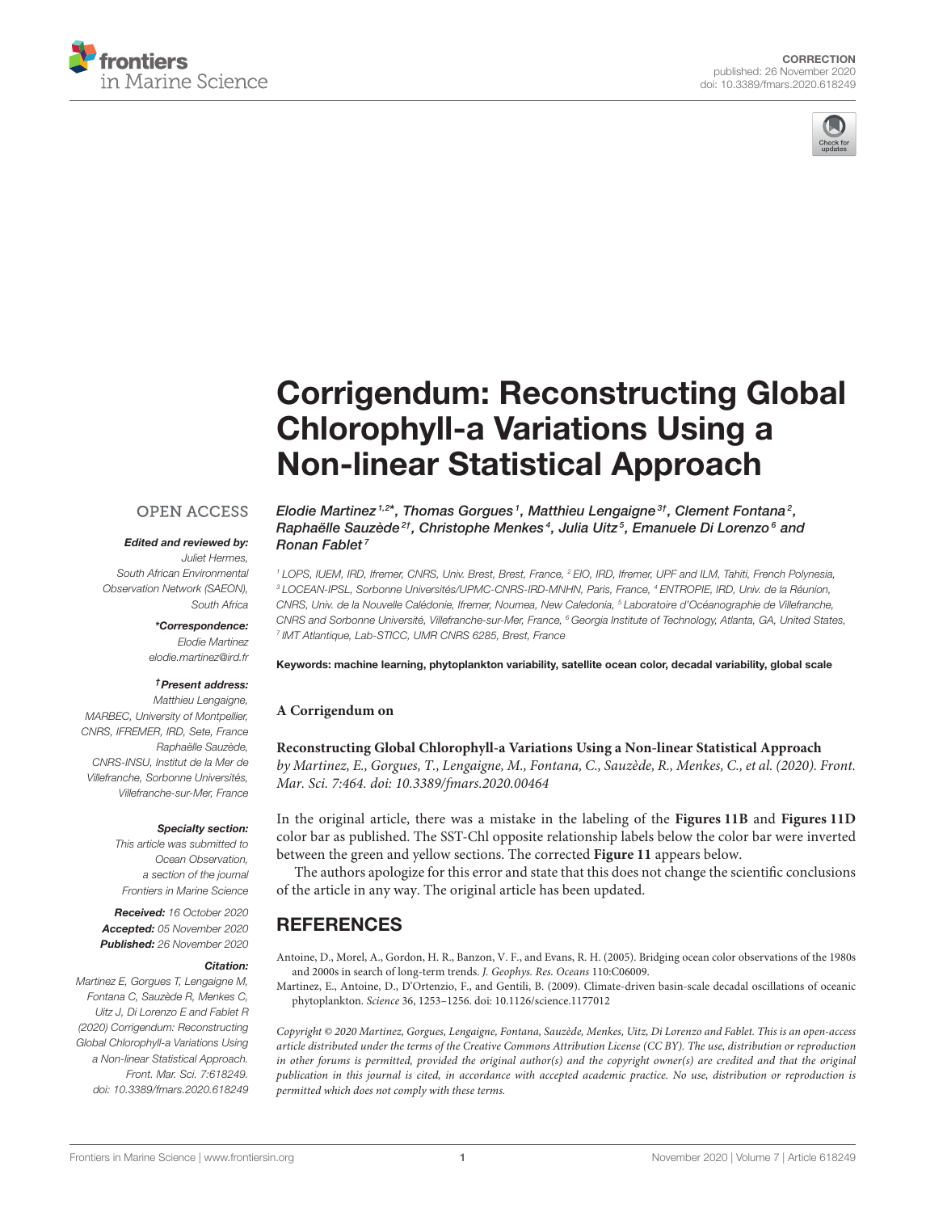CORRECTION
published: 26 November 2020
doi: 10.3389/fmars.2020.618249

# Corrigendum: Reconstructing Global Chlorophyll-a Variations Using a Non-linear Statistical Approach

*Elodie Martinez[1,2]\*, Thomas Gorgues[1], Matthieu Lengaigne[3†], Clement Fontana[2], Raphaëlle Sauzède[2†], Christophe Menkes[4], Julia Uitz[5], Emanuele Di Lorenzo[6] and Ronan Fablet[7]*

[1] LOPS, IUEM, IRD, Ifremer, CNRS, Univ. Brest, Brest, France, [2] EIO, IRD, Ifremer, UPF and ILM, Tahiti, French Polynesia, [3] LOCEAN-IPSL, Sorbonne Universités/UPMC-CNRS-IRD-MNHN, Paris, France, [4] ENTROPIE, IRD, Univ. de la Réunion, CNRS, Univ. de la Nouvelle Calédonie, Ifremer, Noumea, New Caledonia, [5] Laboratoire d'Océanographie de Villefranche, CNRS and Sorbonne Université, Villefranche-sur-Mer, France, [6] Georgia Institute of Technology, Atlanta, GA, United States, [7] IMT Atlantique, Lab-STICC, UMR CNRS 6285, Brest, France

**Keywords: machine learning, phytoplankton variability, satellite ocean color, decadal variability, global scale**

OPEN ACCESS

***Edited and reviewed by:***
Juliet Hermes,
South African Environmental Observation Network (SAEON),
South Africa

***\*Correspondence:***
Elodie Martinez
elodie.martinez@ird.fr

***†Present address:***
Matthieu Lengaigne,
MARBEC, University of Montpellier, CNRS, IFREMER, IRD, Sete, France
Raphaëlle Sauzède,
CNRS-INSU, Institut de la Mer de Villefranche, Sorbonne Universités, Villefranche-sur-Mer, France

***Specialty section:***
This article was submitted to Ocean Observation, a section of the journal Frontiers in Marine Science

***Received:*** 16 October 2020
***Accepted:*** 05 November 2020
***Published:*** 26 November 2020

***Citation:***
Martinez E, Gorgues T, Lengaigne M, Fontana C, Sauzède R, Menkes C, Uitz J, Di Lorenzo E and Fablet R (2020) Corrigendum: Reconstructing Global Chlorophyll-a Variations Using a Non-linear Statistical Approach. Front. Mar. Sci. 7:618249. doi: 10.3389/fmars.2020.618249

**A Corrigendum on**

**Reconstructing Global Chlorophyll-a Variations Using a Non-linear Statistical Approach**
*by Martinez, E., Gorgues, T., Lengaigne, M., Fontana, C., Sauzède, R., Menkes, C., et al. (2020). Front. Mar. Sci. 7:464. doi: 10.3389/fmars.2020.00464*

In the original article, there was a mistake in the labeling of the **Figures 11B** and **Figures 11D** color bar as published. The SST-Chl opposite relationship labels below the color bar were inverted between the green and yellow sections. The corrected **Figure 11** appears below.

The authors apologize for this error and state that this does not change the scientific conclusions of the article in any way. The original article has been updated.

## REFERENCES

Antoine, D., Morel, A., Gordon, H. R., Banzon, V. F., and Evans, R. H. (2005). Bridging ocean color observations of the 1980s and 2000s in search of long-term trends. *J. Geophys. Res. Oceans* 110:C06009.

Martinez, E., Antoine, D., D'Ortenzio, F., and Gentili, B. (2009). Climate-driven basin-scale decadal oscillations of oceanic phytoplankton. *Science* 36, 1253–1256. doi: 10.1126/science.1177012

*Copyright © 2020 Martinez, Gorgues, Lengaigne, Fontana, Sauzède, Menkes, Uitz, Di Lorenzo and Fablet. This is an open-access article distributed under the terms of the Creative Commons Attribution License (CC BY). The use, distribution or reproduction in other forums is permitted, provided the original author(s) and the copyright owner(s) are credited and that the original publication in this journal is cited, in accordance with accepted academic practice. No use, distribution or reproduction is permitted which does not comply with these terms.*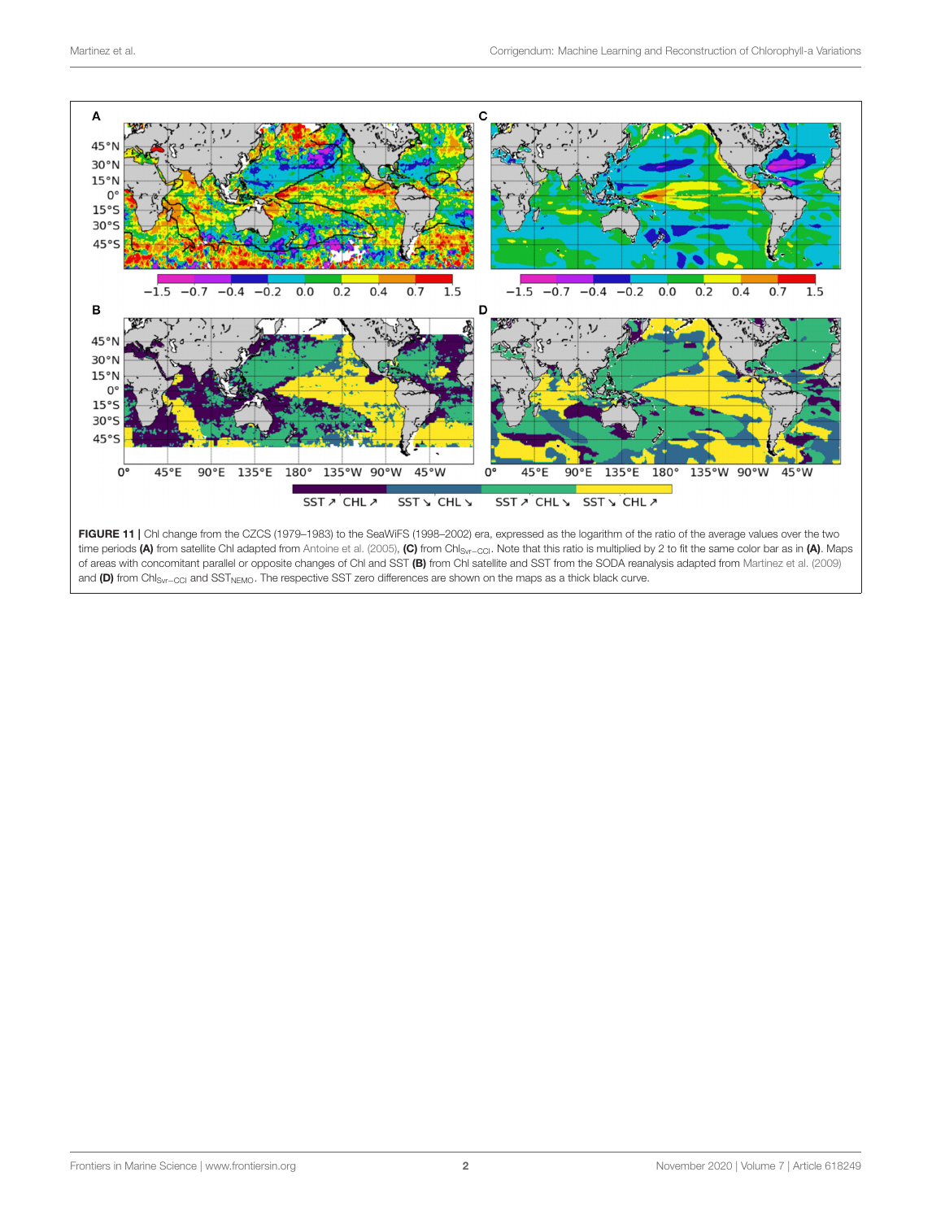A

45°N
30°N
15°N
0°
15°S
30°S
45°S

−1.5 −0.7 −0.4 −0.2 0.0 0.2 0.4 0.7 1.5

C

−1.5 −0.7 −0.4 −0.2 0.0 0.2 0.4 0.7 1.5

B

45°N
30°N
15°N
0°
15°S
30°S
45°S

0° 45°E 90°E 135°E 180° 135°W 90°W 45°W

D

0° 45°E 90°E 135°E 180° 135°W 90°W 45°W

SST ↗ CHL ↗ SST ↘ CHL ↘ SST ↗ CHL ↘ SST ↘ CHL ↗

**FIGURE 11 |** Chl change from the CZCS (1979–1983) to the SeaWiFS (1998–2002) era, expressed as the logarithm of the ratio of the average values over the two time periods **(A)** from satellite Chl adapted from Antoine et al. (2005), **(C)** from $Chl_{Svr-CCI}$. Note that this ratio is multiplied by 2 to fit the same color bar as in **(A)**. Maps of areas with concomitant parallel or opposite changes of Chl and SST **(B)** from Chl satellite and SST from the SODA reanalysis adapted from Martinez et al. (2009) and **(D)** from $Chl_{Svr-CCI}$ and $SST_{NEMO}$. The respective SST zero differences are shown on the maps as a thick black curve.